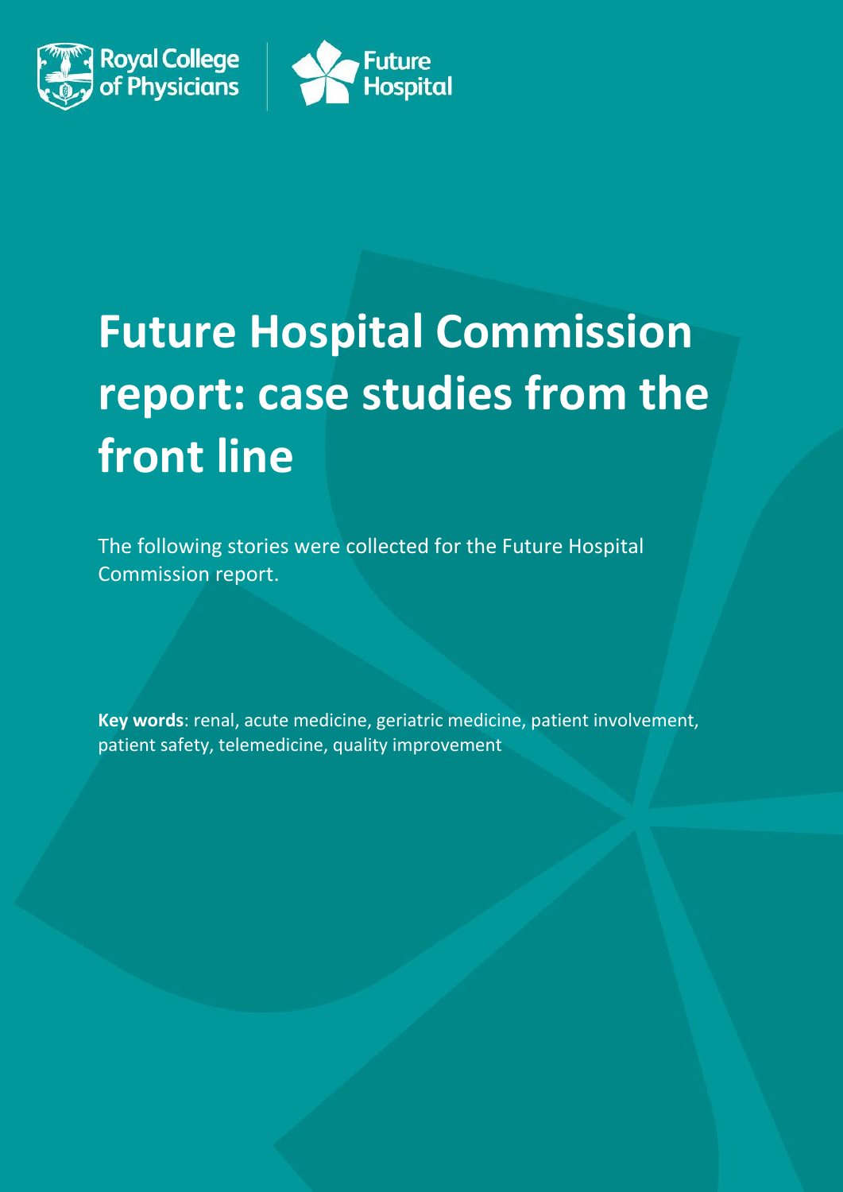Royal College of Physicians | Future Hospital

# Future Hospital Commission report: case studies from the front line

The following stories were collected for the Future Hospital Commission report.

**Key words**: renal, acute medicine, geriatric medicine, patient involvement, patient safety, telemedicine, quality improvement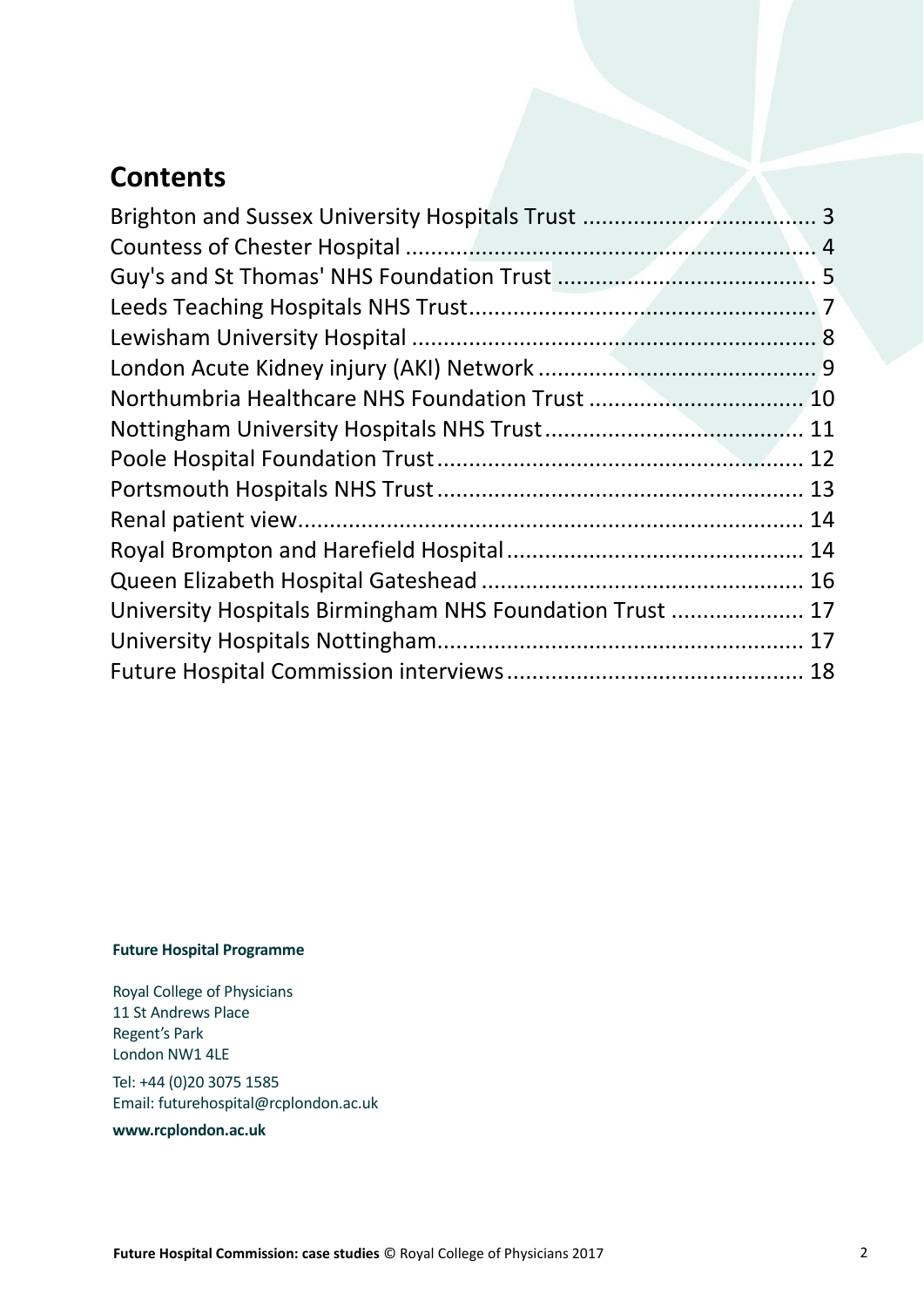## Contents

Brighton and Sussex University Hospitals Trust .................................... 3
Countess of Chester Hospital ................................................................. 4
Guy's and St Thomas' NHS Foundation Trust ......................................... 5
Leeds Teaching Hospitals NHS Trust....................................................... 7
Lewisham University Hospital ................................................................ 8
London Acute Kidney injury (AKI) Network ............................................ 9
Northumbria Healthcare NHS Foundation Trust .................................. 10
Nottingham University Hospitals NHS Trust......................................... 11
Poole Hospital Foundation Trust........................................................... 12
Portsmouth Hospitals NHS Trust........................................................... 13
Renal patient view................................................................................. 14
Royal Brompton and Harefield Hospital............................................... 14
Queen Elizabeth Hospital Gateshead ................................................... 16
University Hospitals Birmingham NHS Foundation Trust .................... 17
University Hospitals Nottingham.......................................................... 17
Future Hospital Commission interviews............................................... 18

**Future Hospital Programme**

Royal College of Physicians
11 St Andrews Place
Regent's Park
London NW1 4LE

Tel: +44 (0)20 3075 1585
Email: futurehospital@rcplondon.ac.uk

**www.rcplondon.ac.uk**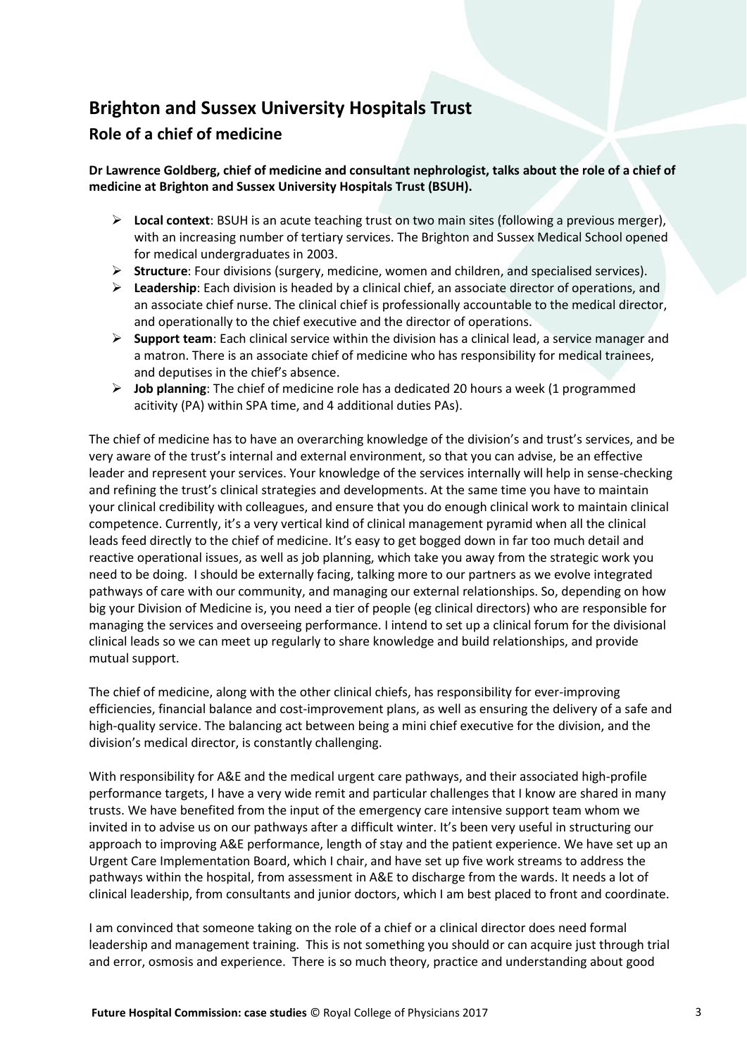## Brighton and Sussex University Hospitals Trust

### Role of a chief of medicine

**Dr Lawrence Goldberg, chief of medicine and consultant nephrologist, talks about the role of a chief of medicine at Brighton and Sussex University Hospitals Trust (BSUH).**

- **Local context**: BSUH is an acute teaching trust on two main sites (following a previous merger), with an increasing number of tertiary services. The Brighton and Sussex Medical School opened for medical undergraduates in 2003.
- **Structure**: Four divisions (surgery, medicine, women and children, and specialised services).
- **Leadership**: Each division is headed by a clinical chief, an associate director of operations, and an associate chief nurse. The clinical chief is professionally accountable to the medical director, and operationally to the chief executive and the director of operations.
- **Support team**: Each clinical service within the division has a clinical lead, a service manager and a matron. There is an associate chief of medicine who has responsibility for medical trainees, and deputises in the chief's absence.
- **Job planning**: The chief of medicine role has a dedicated 20 hours a week (1 programmed acitivity (PA) within SPA time, and 4 additional duties PAs).

The chief of medicine has to have an overarching knowledge of the division's and trust's services, and be very aware of the trust's internal and external environment, so that you can advise, be an effective leader and represent your services. Your knowledge of the services internally will help in sense-checking and refining the trust's clinical strategies and developments. At the same time you have to maintain your clinical credibility with colleagues, and ensure that you do enough clinical work to maintain clinical competence. Currently, it's a very vertical kind of clinical management pyramid when all the clinical leads feed directly to the chief of medicine. It's easy to get bogged down in far too much detail and reactive operational issues, as well as job planning, which take you away from the strategic work you need to be doing. I should be externally facing, talking more to our partners as we evolve integrated pathways of care with our community, and managing our external relationships. So, depending on how big your Division of Medicine is, you need a tier of people (eg clinical directors) who are responsible for managing the services and overseeing performance. I intend to set up a clinical forum for the divisional clinical leads so we can meet up regularly to share knowledge and build relationships, and provide mutual support.

The chief of medicine, along with the other clinical chiefs, has responsibility for ever-improving efficiencies, financial balance and cost-improvement plans, as well as ensuring the delivery of a safe and high-quality service. The balancing act between being a mini chief executive for the division, and the division's medical director, is constantly challenging.

With responsibility for A&E and the medical urgent care pathways, and their associated high-profile performance targets, I have a very wide remit and particular challenges that I know are shared in many trusts. We have benefited from the input of the emergency care intensive support team whom we invited in to advise us on our pathways after a difficult winter. It's been very useful in structuring our approach to improving A&E performance, length of stay and the patient experience. We have set up an Urgent Care Implementation Board, which I chair, and have set up five work streams to address the pathways within the hospital, from assessment in A&E to discharge from the wards. It needs a lot of clinical leadership, from consultants and junior doctors, which I am best placed to front and coordinate.

I am convinced that someone taking on the role of a chief or a clinical director does need formal leadership and management training. This is not something you should or can acquire just through trial and error, osmosis and experience. There is so much theory, practice and understanding about good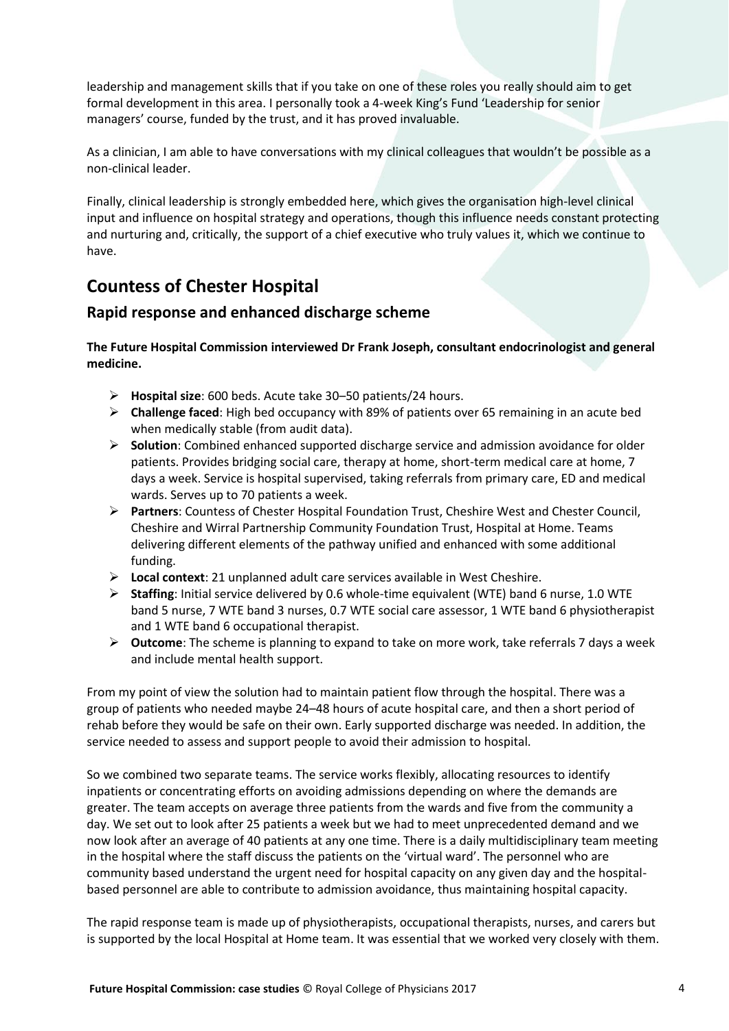leadership and management skills that if you take on one of these roles you really should aim to get formal development in this area. I personally took a 4-week King's Fund 'Leadership for senior managers' course, funded by the trust, and it has proved invaluable.

As a clinician, I am able to have conversations with my clinical colleagues that wouldn't be possible as a non-clinical leader.

Finally, clinical leadership is strongly embedded here, which gives the organisation high-level clinical input and influence on hospital strategy and operations, though this influence needs constant protecting and nurturing and, critically, the support of a chief executive who truly values it, which we continue to have.

## Countess of Chester Hospital

### Rapid response and enhanced discharge scheme

**The Future Hospital Commission interviewed Dr Frank Joseph, consultant endocrinologist and general medicine.**

- **Hospital size**: 600 beds. Acute take 30–50 patients/24 hours.
- **Challenge faced**: High bed occupancy with 89% of patients over 65 remaining in an acute bed when medically stable (from audit data).
- **Solution**: Combined enhanced supported discharge service and admission avoidance for older patients. Provides bridging social care, therapy at home, short-term medical care at home, 7 days a week. Service is hospital supervised, taking referrals from primary care, ED and medical wards. Serves up to 70 patients a week.
- **Partners**: Countess of Chester Hospital Foundation Trust, Cheshire West and Chester Council, Cheshire and Wirral Partnership Community Foundation Trust, Hospital at Home. Teams delivering different elements of the pathway unified and enhanced with some additional funding.
- **Local context**: 21 unplanned adult care services available in West Cheshire.
- **Staffing**: Initial service delivered by 0.6 whole-time equivalent (WTE) band 6 nurse, 1.0 WTE band 5 nurse, 7 WTE band 3 nurses, 0.7 WTE social care assessor, 1 WTE band 6 physiotherapist and 1 WTE band 6 occupational therapist.
- **Outcome**: The scheme is planning to expand to take on more work, take referrals 7 days a week and include mental health support.

From my point of view the solution had to maintain patient flow through the hospital. There was a group of patients who needed maybe 24–48 hours of acute hospital care, and then a short period of rehab before they would be safe on their own. Early supported discharge was needed. In addition, the service needed to assess and support people to avoid their admission to hospital.

So we combined two separate teams. The service works flexibly, allocating resources to identify inpatients or concentrating efforts on avoiding admissions depending on where the demands are greater. The team accepts on average three patients from the wards and five from the community a day. We set out to look after 25 patients a week but we had to meet unprecedented demand and we now look after an average of 40 patients at any one time. There is a daily multidisciplinary team meeting in the hospital where the staff discuss the patients on the 'virtual ward'. The personnel who are community based understand the urgent need for hospital capacity on any given day and the hospital-based personnel are able to contribute to admission avoidance, thus maintaining hospital capacity.

The rapid response team is made up of physiotherapists, occupational therapists, nurses, and carers but is supported by the local Hospital at Home team. It was essential that we worked very closely with them.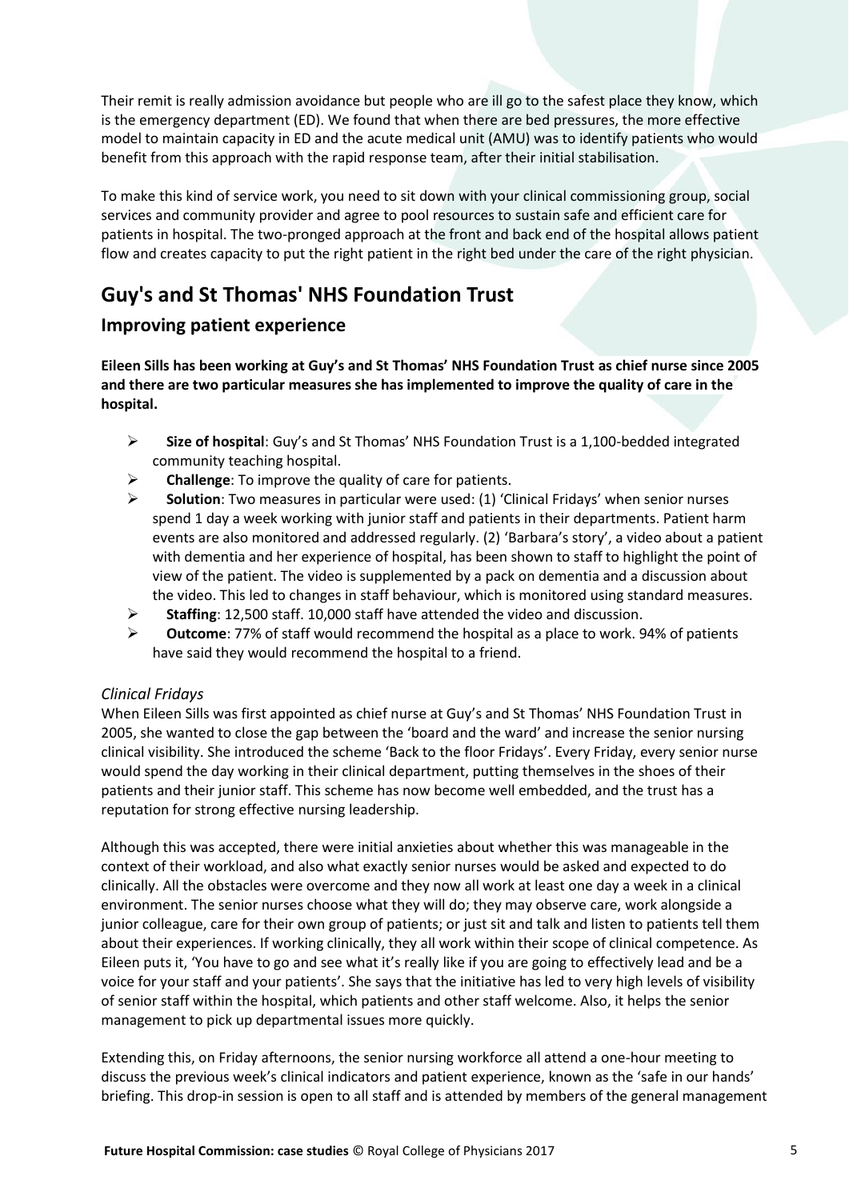Their remit is really admission avoidance but people who are ill go to the safest place they know, which is the emergency department (ED). We found that when there are bed pressures, the more effective model to maintain capacity in ED and the acute medical unit (AMU) was to identify patients who would benefit from this approach with the rapid response team, after their initial stabilisation.

To make this kind of service work, you need to sit down with your clinical commissioning group, social services and community provider and agree to pool resources to sustain safe and efficient care for patients in hospital. The two-pronged approach at the front and back end of the hospital allows patient flow and creates capacity to put the right patient in the right bed under the care of the right physician.

## Guy's and St Thomas' NHS Foundation Trust

### Improving patient experience

**Eileen Sills has been working at Guy's and St Thomas' NHS Foundation Trust as chief nurse since 2005 and there are two particular measures she has implemented to improve the quality of care in the hospital.**

- **Size of hospital**: Guy's and St Thomas' NHS Foundation Trust is a 1,100-bedded integrated community teaching hospital.
- **Challenge**: To improve the quality of care for patients.
- **Solution**: Two measures in particular were used: (1) 'Clinical Fridays' when senior nurses spend 1 day a week working with junior staff and patients in their departments. Patient harm events are also monitored and addressed regularly. (2) 'Barbara's story', a video about a patient with dementia and her experience of hospital, has been shown to staff to highlight the point of view of the patient. The video is supplemented by a pack on dementia and a discussion about the video. This led to changes in staff behaviour, which is monitored using standard measures.
- **Staffing**: 12,500 staff. 10,000 staff have attended the video and discussion.
- **Outcome**: 77% of staff would recommend the hospital as a place to work. 94% of patients have said they would recommend the hospital to a friend.

#### *Clinical Fridays*

When Eileen Sills was first appointed as chief nurse at Guy's and St Thomas' NHS Foundation Trust in 2005, she wanted to close the gap between the 'board and the ward' and increase the senior nursing clinical visibility. She introduced the scheme 'Back to the floor Fridays'. Every Friday, every senior nurse would spend the day working in their clinical department, putting themselves in the shoes of their patients and their junior staff. This scheme has now become well embedded, and the trust has a reputation for strong effective nursing leadership.

Although this was accepted, there were initial anxieties about whether this was manageable in the context of their workload, and also what exactly senior nurses would be asked and expected to do clinically. All the obstacles were overcome and they now all work at least one day a week in a clinical environment. The senior nurses choose what they will do; they may observe care, work alongside a junior colleague, care for their own group of patients; or just sit and talk and listen to patients tell them about their experiences. If working clinically, they all work within their scope of clinical competence. As Eileen puts it, 'You have to go and see what it's really like if you are going to effectively lead and be a voice for your staff and your patients'. She says that the initiative has led to very high levels of visibility of senior staff within the hospital, which patients and other staff welcome. Also, it helps the senior management to pick up departmental issues more quickly.

Extending this, on Friday afternoons, the senior nursing workforce all attend a one-hour meeting to discuss the previous week's clinical indicators and patient experience, known as the 'safe in our hands' briefing. This drop-in session is open to all staff and is attended by members of the general management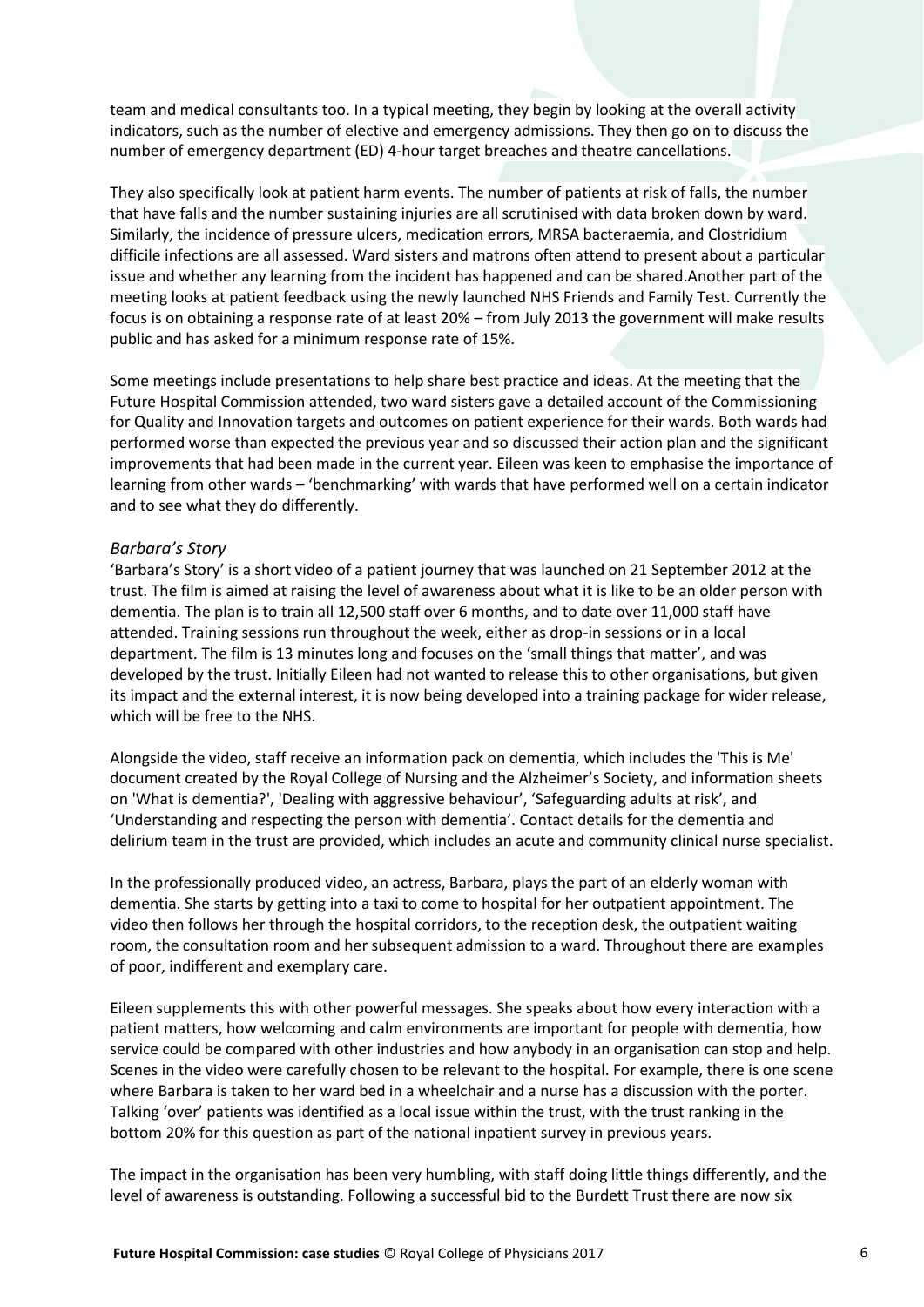team and medical consultants too. In a typical meeting, they begin by looking at the overall activity indicators, such as the number of elective and emergency admissions. They then go on to discuss the number of emergency department (ED) 4-hour target breaches and theatre cancellations.

They also specifically look at patient harm events. The number of patients at risk of falls, the number that have falls and the number sustaining injuries are all scrutinised with data broken down by ward. Similarly, the incidence of pressure ulcers, medication errors, MRSA bacteraemia, and Clostridium difficile infections are all assessed. Ward sisters and matrons often attend to present about a particular issue and whether any learning from the incident has happened and can be shared.Another part of the meeting looks at patient feedback using the newly launched NHS Friends and Family Test. Currently the focus is on obtaining a response rate of at least 20% – from July 2013 the government will make results public and has asked for a minimum response rate of 15%.

Some meetings include presentations to help share best practice and ideas. At the meeting that the Future Hospital Commission attended, two ward sisters gave a detailed account of the Commissioning for Quality and Innovation targets and outcomes on patient experience for their wards. Both wards had performed worse than expected the previous year and so discussed their action plan and the significant improvements that had been made in the current year. Eileen was keen to emphasise the importance of learning from other wards – 'benchmarking' with wards that have performed well on a certain indicator and to see what they do differently.

### *Barbara's Story*

'Barbara's Story' is a short video of a patient journey that was launched on 21 September 2012 at the trust. The film is aimed at raising the level of awareness about what it is like to be an older person with dementia. The plan is to train all 12,500 staff over 6 months, and to date over 11,000 staff have attended. Training sessions run throughout the week, either as drop-in sessions or in a local department. The film is 13 minutes long and focuses on the 'small things that matter', and was developed by the trust. Initially Eileen had not wanted to release this to other organisations, but given its impact and the external interest, it is now being developed into a training package for wider release, which will be free to the NHS.

Alongside the video, staff receive an information pack on dementia, which includes the 'This is Me' document created by the Royal College of Nursing and the Alzheimer's Society, and information sheets on 'What is dementia?', 'Dealing with aggressive behaviour', 'Safeguarding adults at risk', and 'Understanding and respecting the person with dementia'. Contact details for the dementia and delirium team in the trust are provided, which includes an acute and community clinical nurse specialist.

In the professionally produced video, an actress, Barbara, plays the part of an elderly woman with dementia. She starts by getting into a taxi to come to hospital for her outpatient appointment. The video then follows her through the hospital corridors, to the reception desk, the outpatient waiting room, the consultation room and her subsequent admission to a ward. Throughout there are examples of poor, indifferent and exemplary care.

Eileen supplements this with other powerful messages. She speaks about how every interaction with a patient matters, how welcoming and calm environments are important for people with dementia, how service could be compared with other industries and how anybody in an organisation can stop and help. Scenes in the video were carefully chosen to be relevant to the hospital. For example, there is one scene where Barbara is taken to her ward bed in a wheelchair and a nurse has a discussion with the porter. Talking 'over' patients was identified as a local issue within the trust, with the trust ranking in the bottom 20% for this question as part of the national inpatient survey in previous years.

The impact in the organisation has been very humbling, with staff doing little things differently, and the level of awareness is outstanding. Following a successful bid to the Burdett Trust there are now six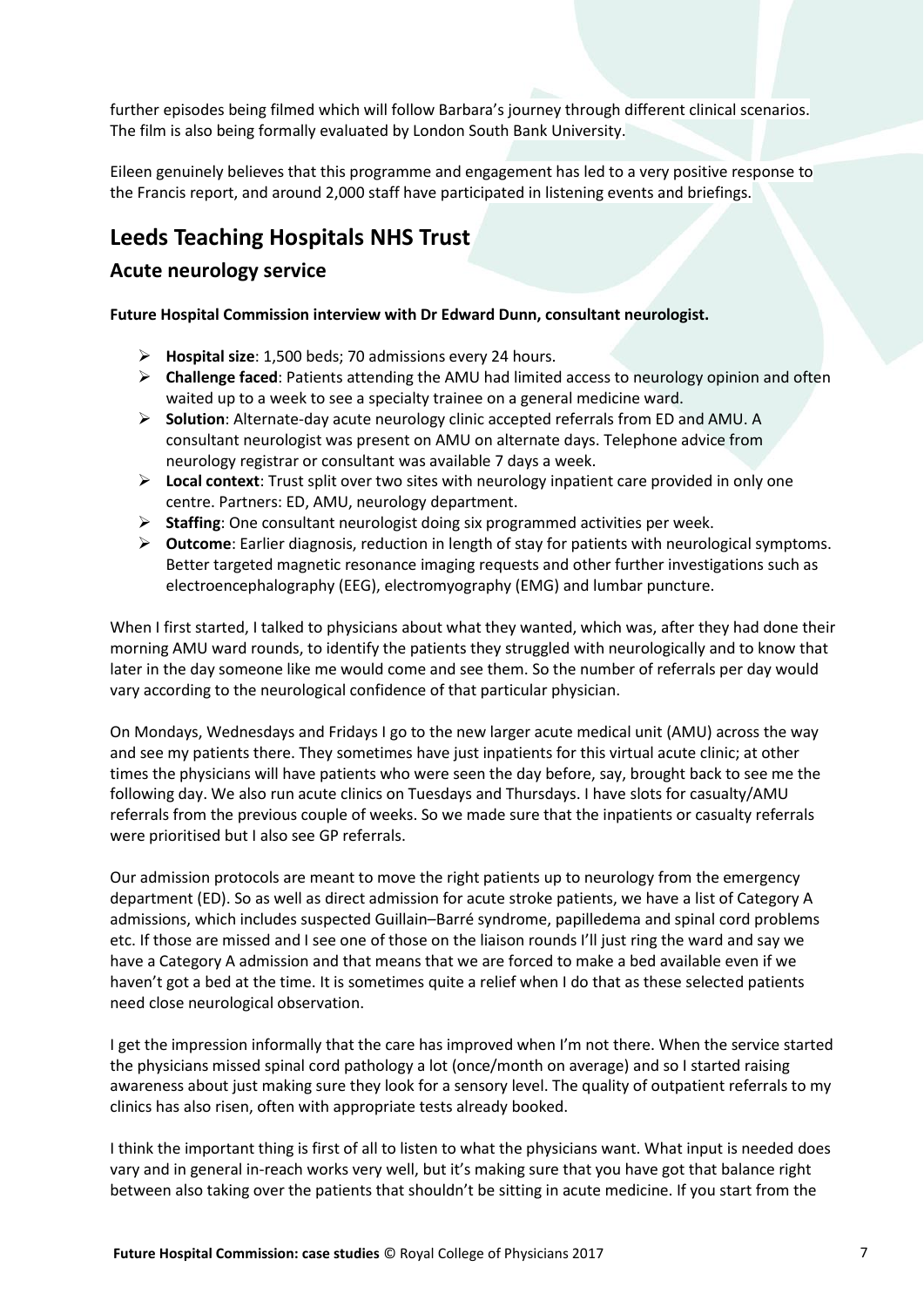further episodes being filmed which will follow Barbara's journey through different clinical scenarios. The film is also being formally evaluated by London South Bank University.

Eileen genuinely believes that this programme and engagement has led to a very positive response to the Francis report, and around 2,000 staff have participated in listening events and briefings.

## Leeds Teaching Hospitals NHS Trust

### Acute neurology service

**Future Hospital Commission interview with Dr Edward Dunn, consultant neurologist.**

- **Hospital size**: 1,500 beds; 70 admissions every 24 hours.
- **Challenge faced**: Patients attending the AMU had limited access to neurology opinion and often waited up to a week to see a specialty trainee on a general medicine ward.
- **Solution**: Alternate-day acute neurology clinic accepted referrals from ED and AMU. A consultant neurologist was present on AMU on alternate days. Telephone advice from neurology registrar or consultant was available 7 days a week.
- **Local context**: Trust split over two sites with neurology inpatient care provided in only one centre. Partners: ED, AMU, neurology department.
- **Staffing**: One consultant neurologist doing six programmed activities per week.
- **Outcome**: Earlier diagnosis, reduction in length of stay for patients with neurological symptoms. Better targeted magnetic resonance imaging requests and other further investigations such as electroencephalography (EEG), electromyography (EMG) and lumbar puncture.

When I first started, I talked to physicians about what they wanted, which was, after they had done their morning AMU ward rounds, to identify the patients they struggled with neurologically and to know that later in the day someone like me would come and see them. So the number of referrals per day would vary according to the neurological confidence of that particular physician.

On Mondays, Wednesdays and Fridays I go to the new larger acute medical unit (AMU) across the way and see my patients there. They sometimes have just inpatients for this virtual acute clinic; at other times the physicians will have patients who were seen the day before, say, brought back to see me the following day. We also run acute clinics on Tuesdays and Thursdays. I have slots for casualty/AMU referrals from the previous couple of weeks. So we made sure that the inpatients or casualty referrals were prioritised but I also see GP referrals.

Our admission protocols are meant to move the right patients up to neurology from the emergency department (ED). So as well as direct admission for acute stroke patients, we have a list of Category A admissions, which includes suspected Guillain–Barré syndrome, papilledema and spinal cord problems etc. If those are missed and I see one of those on the liaison rounds I'll just ring the ward and say we have a Category A admission and that means that we are forced to make a bed available even if we haven't got a bed at the time. It is sometimes quite a relief when I do that as these selected patients need close neurological observation.

I get the impression informally that the care has improved when I'm not there. When the service started the physicians missed spinal cord pathology a lot (once/month on average) and so I started raising awareness about just making sure they look for a sensory level. The quality of outpatient referrals to my clinics has also risen, often with appropriate tests already booked.

I think the important thing is first of all to listen to what the physicians want. What input is needed does vary and in general in-reach works very well, but it's making sure that you have got that balance right between also taking over the patients that shouldn't be sitting in acute medicine. If you start from the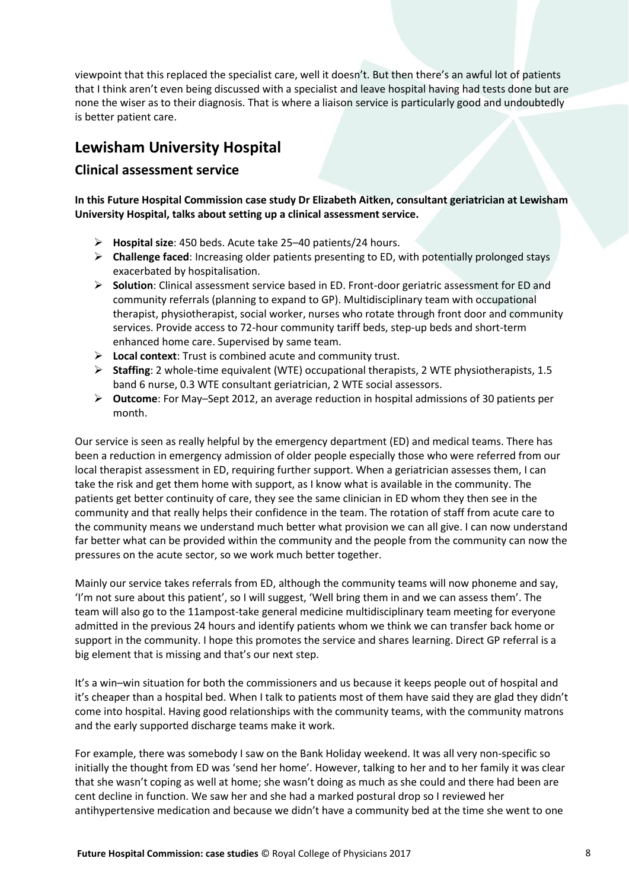viewpoint that this replaced the specialist care, well it doesn't. But then there's an awful lot of patients that I think aren't even being discussed with a specialist and leave hospital having had tests done but are none the wiser as to their diagnosis. That is where a liaison service is particularly good and undoubtedly is better patient care.

## Lewisham University Hospital

### Clinical assessment service

**In this Future Hospital Commission case study Dr Elizabeth Aitken, consultant geriatrician at Lewisham University Hospital, talks about setting up a clinical assessment service.**

- **Hospital size**: 450 beds. Acute take 25–40 patients/24 hours.
- **Challenge faced**: Increasing older patients presenting to ED, with potentially prolonged stays exacerbated by hospitalisation.
- **Solution**: Clinical assessment service based in ED. Front-door geriatric assessment for ED and community referrals (planning to expand to GP). Multidisciplinary team with occupational therapist, physiotherapist, social worker, nurses who rotate through front door and community services. Provide access to 72-hour community tariff beds, step-up beds and short-term enhanced home care. Supervised by same team.
- **Local context**: Trust is combined acute and community trust.
- **Staffing**: 2 whole-time equivalent (WTE) occupational therapists, 2 WTE physiotherapists, 1.5 band 6 nurse, 0.3 WTE consultant geriatrician, 2 WTE social assessors.
- **Outcome**: For May–Sept 2012, an average reduction in hospital admissions of 30 patients per month.

Our service is seen as really helpful by the emergency department (ED) and medical teams. There has been a reduction in emergency admission of older people especially those who were referred from our local therapist assessment in ED, requiring further support. When a geriatrician assesses them, I can take the risk and get them home with support, as I know what is available in the community. The patients get better continuity of care, they see the same clinician in ED whom they then see in the community and that really helps their confidence in the team. The rotation of staff from acute care to the community means we understand much better what provision we can all give. I can now understand far better what can be provided within the community and the people from the community can now the pressures on the acute sector, so we work much better together.

Mainly our service takes referrals from ED, although the community teams will now phoneme and say, 'I'm not sure about this patient', so I will suggest, 'Well bring them in and we can assess them'. The team will also go to the 11ampost-take general medicine multidisciplinary team meeting for everyone admitted in the previous 24 hours and identify patients whom we think we can transfer back home or support in the community. I hope this promotes the service and shares learning. Direct GP referral is a big element that is missing and that's our next step.

It's a win–win situation for both the commissioners and us because it keeps people out of hospital and it's cheaper than a hospital bed. When I talk to patients most of them have said they are glad they didn't come into hospital. Having good relationships with the community teams, with the community matrons and the early supported discharge teams make it work.

For example, there was somebody I saw on the Bank Holiday weekend. It was all very non-specific so initially the thought from ED was 'send her home'. However, talking to her and to her family it was clear that she wasn't coping as well at home; she wasn't doing as much as she could and there had been are cent decline in function. We saw her and she had a marked postural drop so I reviewed her antihypertensive medication and because we didn't have a community bed at the time she went to one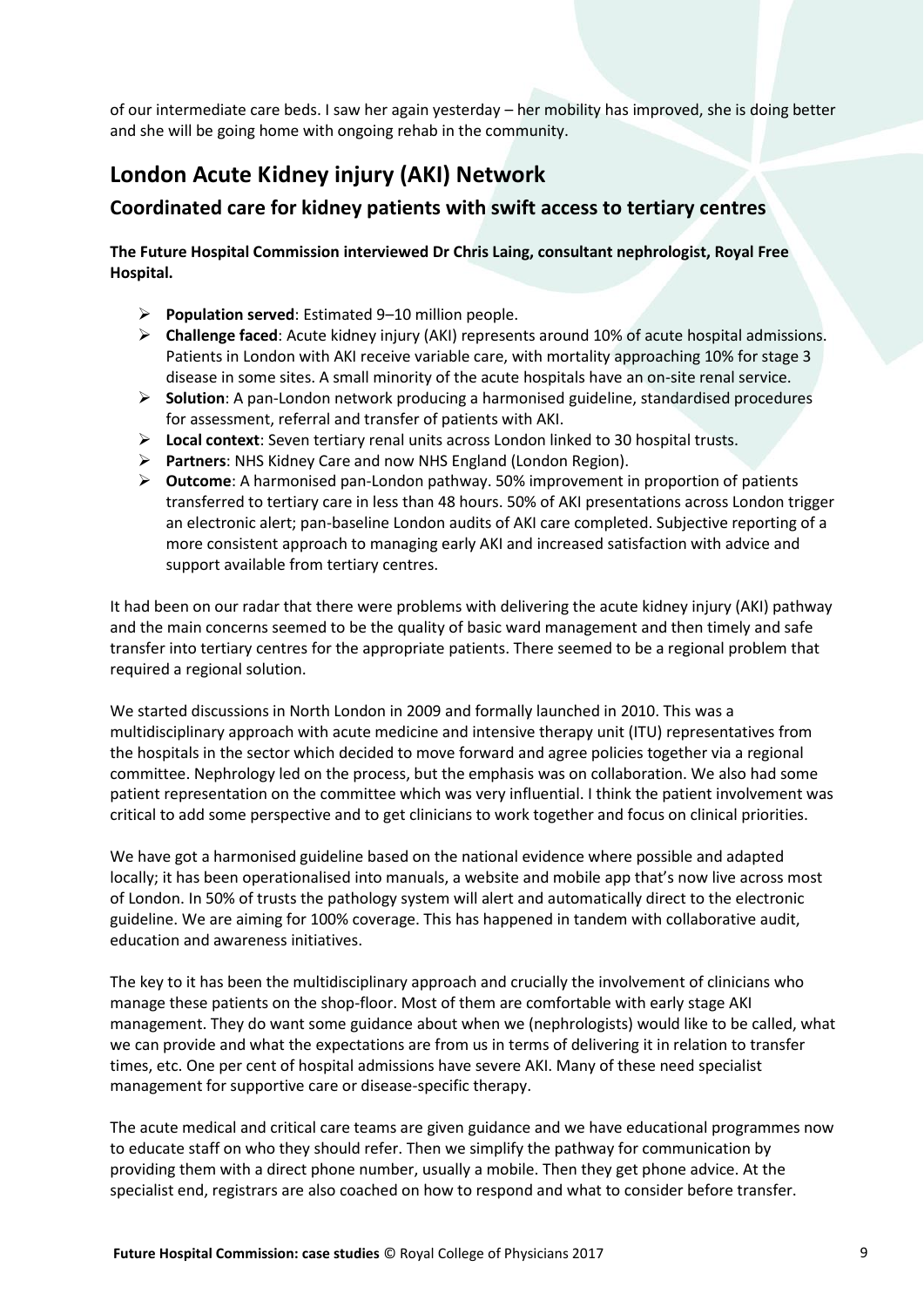of our intermediate care beds. I saw her again yesterday – her mobility has improved, she is doing better and she will be going home with ongoing rehab in the community.

## London Acute Kidney injury (AKI) Network

### Coordinated care for kidney patients with swift access to tertiary centres

**The Future Hospital Commission interviewed Dr Chris Laing, consultant nephrologist, Royal Free Hospital.**

- **Population served**: Estimated 9–10 million people.
- **Challenge faced**: Acute kidney injury (AKI) represents around 10% of acute hospital admissions. Patients in London with AKI receive variable care, with mortality approaching 10% for stage 3 disease in some sites. A small minority of the acute hospitals have an on-site renal service.
- **Solution**: A pan-London network producing a harmonised guideline, standardised procedures for assessment, referral and transfer of patients with AKI.
- **Local context**: Seven tertiary renal units across London linked to 30 hospital trusts.
- **Partners**: NHS Kidney Care and now NHS England (London Region).
- **Outcome**: A harmonised pan-London pathway. 50% improvement in proportion of patients transferred to tertiary care in less than 48 hours. 50% of AKI presentations across London trigger an electronic alert; pan-baseline London audits of AKI care completed. Subjective reporting of a more consistent approach to managing early AKI and increased satisfaction with advice and support available from tertiary centres.

It had been on our radar that there were problems with delivering the acute kidney injury (AKI) pathway and the main concerns seemed to be the quality of basic ward management and then timely and safe transfer into tertiary centres for the appropriate patients. There seemed to be a regional problem that required a regional solution.

We started discussions in North London in 2009 and formally launched in 2010. This was a multidisciplinary approach with acute medicine and intensive therapy unit (ITU) representatives from the hospitals in the sector which decided to move forward and agree policies together via a regional committee. Nephrology led on the process, but the emphasis was on collaboration. We also had some patient representation on the committee which was very influential. I think the patient involvement was critical to add some perspective and to get clinicians to work together and focus on clinical priorities.

We have got a harmonised guideline based on the national evidence where possible and adapted locally; it has been operationalised into manuals, a website and mobile app that's now live across most of London. In 50% of trusts the pathology system will alert and automatically direct to the electronic guideline. We are aiming for 100% coverage. This has happened in tandem with collaborative audit, education and awareness initiatives.

The key to it has been the multidisciplinary approach and crucially the involvement of clinicians who manage these patients on the shop-floor. Most of them are comfortable with early stage AKI management. They do want some guidance about when we (nephrologists) would like to be called, what we can provide and what the expectations are from us in terms of delivering it in relation to transfer times, etc. One per cent of hospital admissions have severe AKI. Many of these need specialist management for supportive care or disease-specific therapy.

The acute medical and critical care teams are given guidance and we have educational programmes now to educate staff on who they should refer. Then we simplify the pathway for communication by providing them with a direct phone number, usually a mobile. Then they get phone advice. At the specialist end, registrars are also coached on how to respond and what to consider before transfer.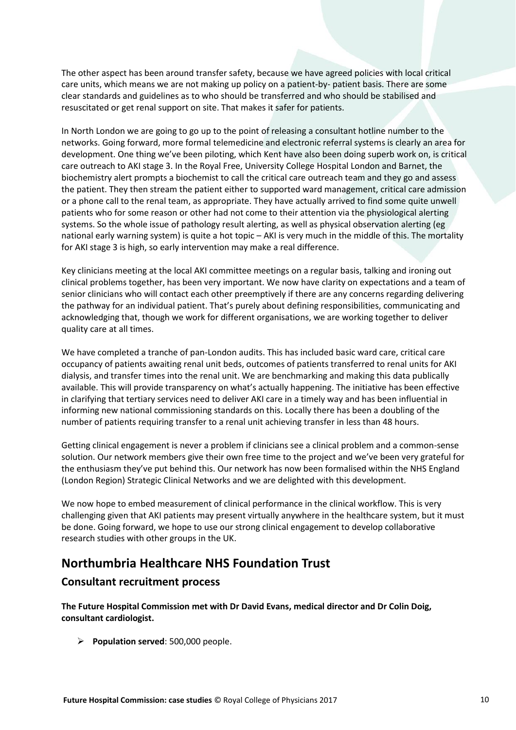The other aspect has been around transfer safety, because we have agreed policies with local critical care units, which means we are not making up policy on a patient-by- patient basis. There are some clear standards and guidelines as to who should be transferred and who should be stabilised and resuscitated or get renal support on site. That makes it safer for patients.

In North London we are going to go up to the point of releasing a consultant hotline number to the networks. Going forward, more formal telemedicine and electronic referral systems is clearly an area for development. One thing we've been piloting, which Kent have also been doing superb work on, is critical care outreach to AKI stage 3. In the Royal Free, University College Hospital London and Barnet, the biochemistry alert prompts a biochemist to call the critical care outreach team and they go and assess the patient. They then stream the patient either to supported ward management, critical care admission or a phone call to the renal team, as appropriate. They have actually arrived to find some quite unwell patients who for some reason or other had not come to their attention via the physiological alerting systems. So the whole issue of pathology result alerting, as well as physical observation alerting (eg national early warning system) is quite a hot topic – AKI is very much in the middle of this. The mortality for AKI stage 3 is high, so early intervention may make a real difference.

Key clinicians meeting at the local AKI committee meetings on a regular basis, talking and ironing out clinical problems together, has been very important. We now have clarity on expectations and a team of senior clinicians who will contact each other preemptively if there are any concerns regarding delivering the pathway for an individual patient. That's purely about defining responsibilities, communicating and acknowledging that, though we work for different organisations, we are working together to deliver quality care at all times.

We have completed a tranche of pan-London audits. This has included basic ward care, critical care occupancy of patients awaiting renal unit beds, outcomes of patients transferred to renal units for AKI dialysis, and transfer times into the renal unit. We are benchmarking and making this data publically available. This will provide transparency on what's actually happening. The initiative has been effective in clarifying that tertiary services need to deliver AKI care in a timely way and has been influential in informing new national commissioning standards on this. Locally there has been a doubling of the number of patients requiring transfer to a renal unit achieving transfer in less than 48 hours.

Getting clinical engagement is never a problem if clinicians see a clinical problem and a common-sense solution. Our network members give their own free time to the project and we've been very grateful for the enthusiasm they've put behind this. Our network has now been formalised within the NHS England (London Region) Strategic Clinical Networks and we are delighted with this development.

We now hope to embed measurement of clinical performance in the clinical workflow. This is very challenging given that AKI patients may present virtually anywhere in the healthcare system, but it must be done. Going forward, we hope to use our strong clinical engagement to develop collaborative research studies with other groups in the UK.

## Northumbria Healthcare NHS Foundation Trust

### Consultant recruitment process

**The Future Hospital Commission met with Dr David Evans, medical director and Dr Colin Doig, consultant cardiologist.**

- **Population served**: 500,000 people.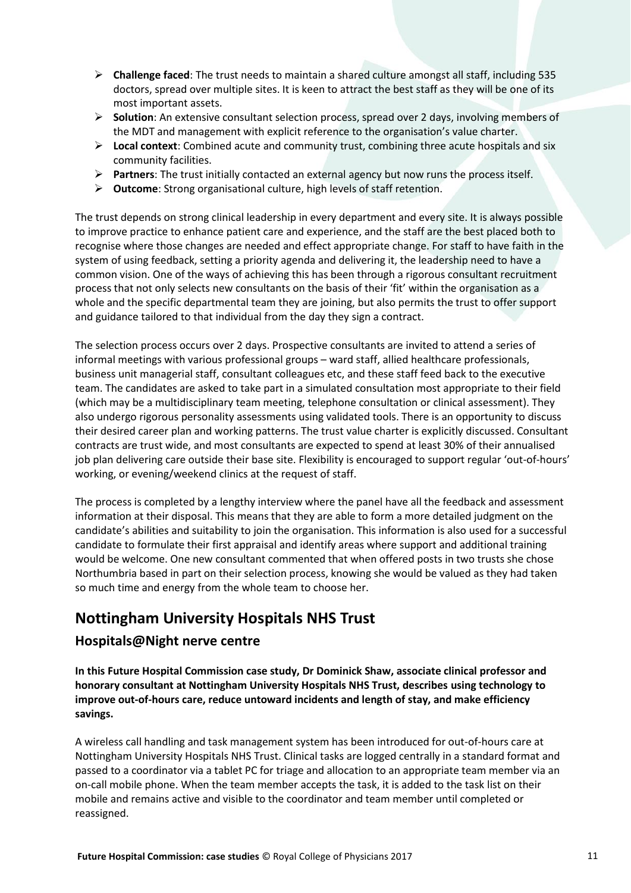- **Challenge faced**: The trust needs to maintain a shared culture amongst all staff, including 535 doctors, spread over multiple sites. It is keen to attract the best staff as they will be one of its most important assets.
- **Solution**: An extensive consultant selection process, spread over 2 days, involving members of the MDT and management with explicit reference to the organisation's value charter.
- **Local context**: Combined acute and community trust, combining three acute hospitals and six community facilities.
- **Partners**: The trust initially contacted an external agency but now runs the process itself.
- **Outcome**: Strong organisational culture, high levels of staff retention.

The trust depends on strong clinical leadership in every department and every site. It is always possible to improve practice to enhance patient care and experience, and the staff are the best placed both to recognise where those changes are needed and effect appropriate change. For staff to have faith in the system of using feedback, setting a priority agenda and delivering it, the leadership need to have a common vision. One of the ways of achieving this has been through a rigorous consultant recruitment process that not only selects new consultants on the basis of their 'fit' within the organisation as a whole and the specific departmental team they are joining, but also permits the trust to offer support and guidance tailored to that individual from the day they sign a contract.

The selection process occurs over 2 days. Prospective consultants are invited to attend a series of informal meetings with various professional groups – ward staff, allied healthcare professionals, business unit managerial staff, consultant colleagues etc, and these staff feed back to the executive team. The candidates are asked to take part in a simulated consultation most appropriate to their field (which may be a multidisciplinary team meeting, telephone consultation or clinical assessment). They also undergo rigorous personality assessments using validated tools. There is an opportunity to discuss their desired career plan and working patterns. The trust value charter is explicitly discussed. Consultant contracts are trust wide, and most consultants are expected to spend at least 30% of their annualised job plan delivering care outside their base site. Flexibility is encouraged to support regular 'out-of-hours' working, or evening/weekend clinics at the request of staff.

The process is completed by a lengthy interview where the panel have all the feedback and assessment information at their disposal. This means that they are able to form a more detailed judgment on the candidate's abilities and suitability to join the organisation. This information is also used for a successful candidate to formulate their first appraisal and identify areas where support and additional training would be welcome. One new consultant commented that when offered posts in two trusts she chose Northumbria based in part on their selection process, knowing she would be valued as they had taken so much time and energy from the whole team to choose her.

## Nottingham University Hospitals NHS Trust

### Hospitals@Night nerve centre

**In this Future Hospital Commission case study, Dr Dominick Shaw, associate clinical professor and honorary consultant at Nottingham University Hospitals NHS Trust, describes using technology to improve out-of-hours care, reduce untoward incidents and length of stay, and make efficiency savings.**

A wireless call handling and task management system has been introduced for out-of-hours care at Nottingham University Hospitals NHS Trust. Clinical tasks are logged centrally in a standard format and passed to a coordinator via a tablet PC for triage and allocation to an appropriate team member via an on-call mobile phone. When the team member accepts the task, it is added to the task list on their mobile and remains active and visible to the coordinator and team member until completed or reassigned.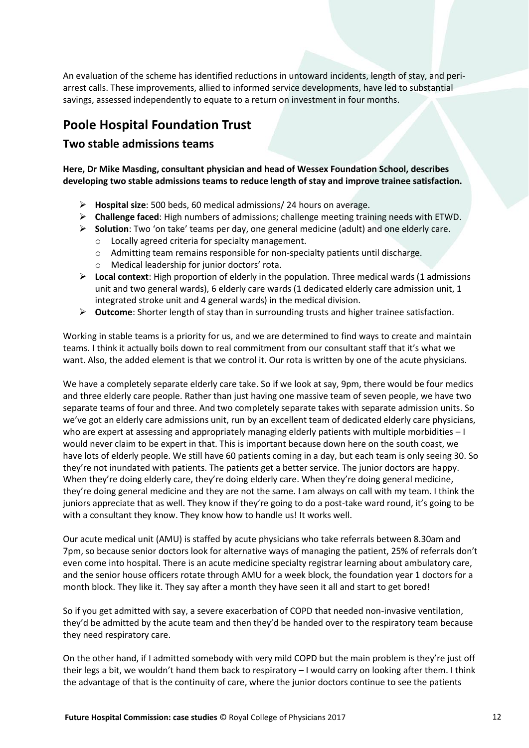An evaluation of the scheme has identified reductions in untoward incidents, length of stay, and peri-arrest calls. These improvements, allied to informed service developments, have led to substantial savings, assessed independently to equate to a return on investment in four months.

## Poole Hospital Foundation Trust

### Two stable admissions teams

**Here, Dr Mike Masding, consultant physician and head of Wessex Foundation School, describes developing two stable admissions teams to reduce length of stay and improve trainee satisfaction.**

- **Hospital size**: 500 beds, 60 medical admissions/ 24 hours on average.
- **Challenge faced**: High numbers of admissions; challenge meeting training needs with ETWD.
- **Solution**: Two 'on take' teams per day, one general medicine (adult) and one elderly care.
  - Locally agreed criteria for specialty management.
  - Admitting team remains responsible for non-specialty patients until discharge.
  - Medical leadership for junior doctors' rota.
- **Local context**: High proportion of elderly in the population. Three medical wards (1 admissions unit and two general wards), 6 elderly care wards (1 dedicated elderly care admission unit, 1 integrated stroke unit and 4 general wards) in the medical division.
- **Outcome**: Shorter length of stay than in surrounding trusts and higher trainee satisfaction.

Working in stable teams is a priority for us, and we are determined to find ways to create and maintain teams. I think it actually boils down to real commitment from our consultant staff that it's what we want. Also, the added element is that we control it. Our rota is written by one of the acute physicians.

We have a completely separate elderly care take. So if we look at say, 9pm, there would be four medics and three elderly care people. Rather than just having one massive team of seven people, we have two separate teams of four and three. And two completely separate takes with separate admission units. So we've got an elderly care admissions unit, run by an excellent team of dedicated elderly care physicians, who are expert at assessing and appropriately managing elderly patients with multiple morbidities – I would never claim to be expert in that. This is important because down here on the south coast, we have lots of elderly people. We still have 60 patients coming in a day, but each team is only seeing 30. So they're not inundated with patients. The patients get a better service. The junior doctors are happy. When they're doing elderly care, they're doing elderly care. When they're doing general medicine, they're doing general medicine and they are not the same. I am always on call with my team. I think the juniors appreciate that as well. They know if they're going to do a post-take ward round, it's going to be with a consultant they know. They know how to handle us! It works well.

Our acute medical unit (AMU) is staffed by acute physicians who take referrals between 8.30am and 7pm, so because senior doctors look for alternative ways of managing the patient, 25% of referrals don't even come into hospital. There is an acute medicine specialty registrar learning about ambulatory care, and the senior house officers rotate through AMU for a week block, the foundation year 1 doctors for a month block. They like it. They say after a month they have seen it all and start to get bored!

So if you get admitted with say, a severe exacerbation of COPD that needed non-invasive ventilation, they'd be admitted by the acute team and then they'd be handed over to the respiratory team because they need respiratory care.

On the other hand, if I admitted somebody with very mild COPD but the main problem is they're just off their legs a bit, we wouldn't hand them back to respiratory – I would carry on looking after them. I think the advantage of that is the continuity of care, where the junior doctors continue to see the patients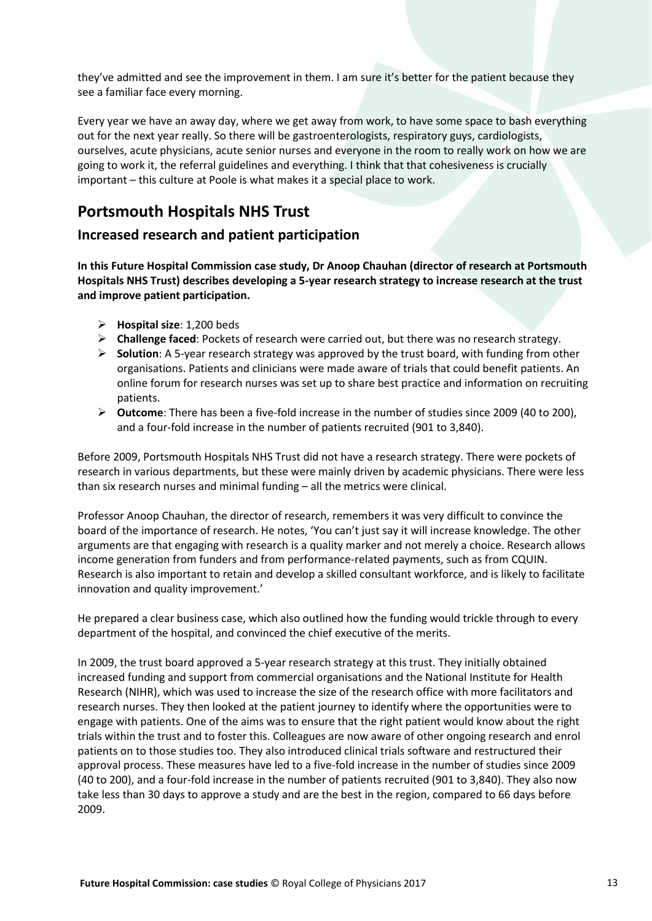they've admitted and see the improvement in them. I am sure it's better for the patient because they see a familiar face every morning.

Every year we have an away day, where we get away from work, to have some space to bash everything out for the next year really. So there will be gastroenterologists, respiratory guys, cardiologists, ourselves, acute physicians, acute senior nurses and everyone in the room to really work on how we are going to work it, the referral guidelines and everything. I think that that cohesiveness is crucially important – this culture at Poole is what makes it a special place to work.

## Portsmouth Hospitals NHS Trust

### Increased research and patient participation

**In this Future Hospital Commission case study, Dr Anoop Chauhan (director of research at Portsmouth Hospitals NHS Trust) describes developing a 5-year research strategy to increase research at the trust and improve patient participation.**

- **Hospital size**: 1,200 beds
- **Challenge faced**: Pockets of research were carried out, but there was no research strategy.
- **Solution**: A 5-year research strategy was approved by the trust board, with funding from other organisations. Patients and clinicians were made aware of trials that could benefit patients. An online forum for research nurses was set up to share best practice and information on recruiting patients.
- **Outcome**: There has been a five-fold increase in the number of studies since 2009 (40 to 200), and a four-fold increase in the number of patients recruited (901 to 3,840).

Before 2009, Portsmouth Hospitals NHS Trust did not have a research strategy. There were pockets of research in various departments, but these were mainly driven by academic physicians. There were less than six research nurses and minimal funding – all the metrics were clinical.

Professor Anoop Chauhan, the director of research, remembers it was very difficult to convince the board of the importance of research. He notes, 'You can't just say it will increase knowledge. The other arguments are that engaging with research is a quality marker and not merely a choice. Research allows income generation from funders and from performance-related payments, such as from CQUIN. Research is also important to retain and develop a skilled consultant workforce, and is likely to facilitate innovation and quality improvement.'

He prepared a clear business case, which also outlined how the funding would trickle through to every department of the hospital, and convinced the chief executive of the merits.

In 2009, the trust board approved a 5-year research strategy at this trust. They initially obtained increased funding and support from commercial organisations and the National Institute for Health Research (NIHR), which was used to increase the size of the research office with more facilitators and research nurses. They then looked at the patient journey to identify where the opportunities were to engage with patients. One of the aims was to ensure that the right patient would know about the right trials within the trust and to foster this. Colleagues are now aware of other ongoing research and enrol patients on to those studies too. They also introduced clinical trials software and restructured their approval process. These measures have led to a five-fold increase in the number of studies since 2009 (40 to 200), and a four-fold increase in the number of patients recruited (901 to 3,840). They also now take less than 30 days to approve a study and are the best in the region, compared to 66 days before 2009.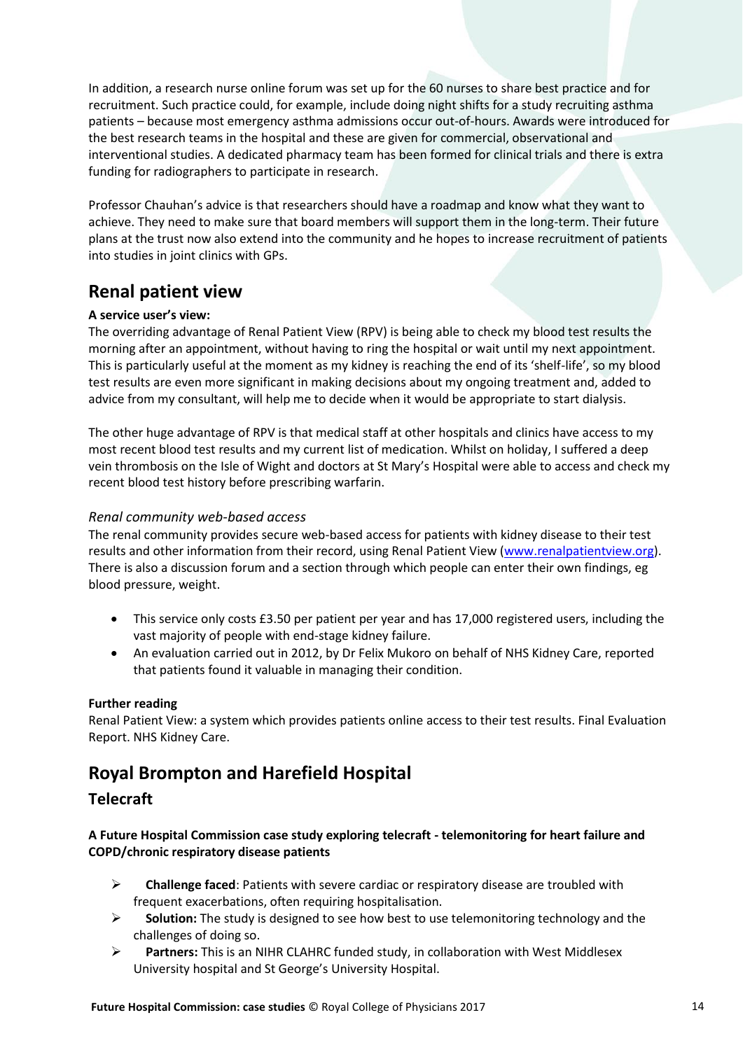In addition, a research nurse online forum was set up for the 60 nurses to share best practice and for recruitment. Such practice could, for example, include doing night shifts for a study recruiting asthma patients – because most emergency asthma admissions occur out-of-hours. Awards were introduced for the best research teams in the hospital and these are given for commercial, observational and interventional studies. A dedicated pharmacy team has been formed for clinical trials and there is extra funding for radiographers to participate in research.

Professor Chauhan's advice is that researchers should have a roadmap and know what they want to achieve. They need to make sure that board members will support them in the long-term. Their future plans at the trust now also extend into the community and he hopes to increase recruitment of patients into studies in joint clinics with GPs.

## Renal patient view

**A service user's view:**
The overriding advantage of Renal Patient View (RPV) is being able to check my blood test results the morning after an appointment, without having to ring the hospital or wait until my next appointment. This is particularly useful at the moment as my kidney is reaching the end of its 'shelf-life', so my blood test results are even more significant in making decisions about my ongoing treatment and, added to advice from my consultant, will help me to decide when it would be appropriate to start dialysis.

The other huge advantage of RPV is that medical staff at other hospitals and clinics have access to my most recent blood test results and my current list of medication. Whilst on holiday, I suffered a deep vein thrombosis on the Isle of Wight and doctors at St Mary's Hospital were able to access and check my recent blood test history before prescribing warfarin.

*Renal community web-based access*
The renal community provides secure web-based access for patients with kidney disease to their test results and other information from their record, using Renal Patient View (www.renalpatientview.org). There is also a discussion forum and a section through which people can enter their own findings, eg blood pressure, weight.

- This service only costs £3.50 per patient per year and has 17,000 registered users, including the vast majority of people with end-stage kidney failure.
- An evaluation carried out in 2012, by Dr Felix Mukoro on behalf of NHS Kidney Care, reported that patients found it valuable in managing their condition.

**Further reading**
Renal Patient View: a system which provides patients online access to their test results. Final Evaluation Report. NHS Kidney Care.

## Royal Brompton and Harefield Hospital

### Telecraft

**A Future Hospital Commission case study exploring telecraft - telemonitoring for heart failure and COPD/chronic respiratory disease patients**

- **Challenge faced**: Patients with severe cardiac or respiratory disease are troubled with frequent exacerbations, often requiring hospitalisation.
- **Solution:** The study is designed to see how best to use telemonitoring technology and the challenges of doing so.
- **Partners:** This is an NIHR CLAHRC funded study, in collaboration with West Middlesex University hospital and St George's University Hospital.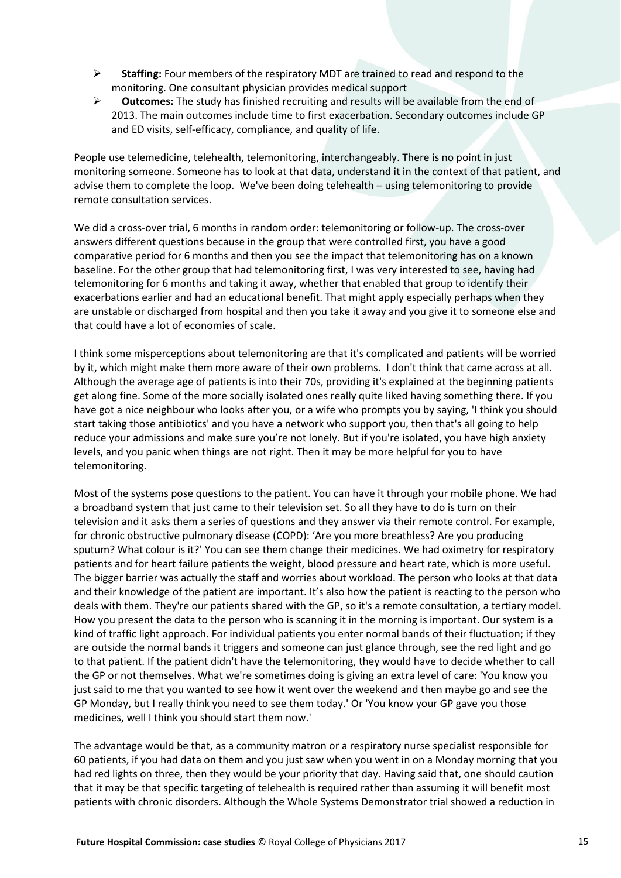- **Staffing:** Four members of the respiratory MDT are trained to read and respond to the monitoring. One consultant physician provides medical support
- **Outcomes:** The study has finished recruiting and results will be available from the end of 2013. The main outcomes include time to first exacerbation. Secondary outcomes include GP and ED visits, self-efficacy, compliance, and quality of life.

People use telemedicine, telehealth, telemonitoring, interchangeably. There is no point in just monitoring someone. Someone has to look at that data, understand it in the context of that patient, and advise them to complete the loop. We've been doing telehealth – using telemonitoring to provide remote consultation services.

We did a cross-over trial, 6 months in random order: telemonitoring or follow-up. The cross-over answers different questions because in the group that were controlled first, you have a good comparative period for 6 months and then you see the impact that telemonitoring has on a known baseline. For the other group that had telemonitoring first, I was very interested to see, having had telemonitoring for 6 months and taking it away, whether that enabled that group to identify their exacerbations earlier and had an educational benefit. That might apply especially perhaps when they are unstable or discharged from hospital and then you take it away and you give it to someone else and that could have a lot of economies of scale.

I think some misperceptions about telemonitoring are that it's complicated and patients will be worried by it, which might make them more aware of their own problems. I don't think that came across at all. Although the average age of patients is into their 70s, providing it's explained at the beginning patients get along fine. Some of the more socially isolated ones really quite liked having something there. If you have got a nice neighbour who looks after you, or a wife who prompts you by saying, 'I think you should start taking those antibiotics' and you have a network who support you, then that's all going to help reduce your admissions and make sure you're not lonely. But if you're isolated, you have high anxiety levels, and you panic when things are not right. Then it may be more helpful for you to have telemonitoring.

Most of the systems pose questions to the patient. You can have it through your mobile phone. We had a broadband system that just came to their television set. So all they have to do is turn on their television and it asks them a series of questions and they answer via their remote control. For example, for chronic obstructive pulmonary disease (COPD): 'Are you more breathless? Are you producing sputum? What colour is it?' You can see them change their medicines. We had oximetry for respiratory patients and for heart failure patients the weight, blood pressure and heart rate, which is more useful. The bigger barrier was actually the staff and worries about workload. The person who looks at that data and their knowledge of the patient are important. It's also how the patient is reacting to the person who deals with them. They're our patients shared with the GP, so it's a remote consultation, a tertiary model. How you present the data to the person who is scanning it in the morning is important. Our system is a kind of traffic light approach. For individual patients you enter normal bands of their fluctuation; if they are outside the normal bands it triggers and someone can just glance through, see the red light and go to that patient. If the patient didn't have the telemonitoring, they would have to decide whether to call the GP or not themselves. What we're sometimes doing is giving an extra level of care: 'You know you just said to me that you wanted to see how it went over the weekend and then maybe go and see the GP Monday, but I really think you need to see them today.' Or 'You know your GP gave you those medicines, well I think you should start them now.'

The advantage would be that, as a community matron or a respiratory nurse specialist responsible for 60 patients, if you had data on them and you just saw when you went in on a Monday morning that you had red lights on three, then they would be your priority that day. Having said that, one should caution that it may be that specific targeting of telehealth is required rather than assuming it will benefit most patients with chronic disorders. Although the Whole Systems Demonstrator trial showed a reduction in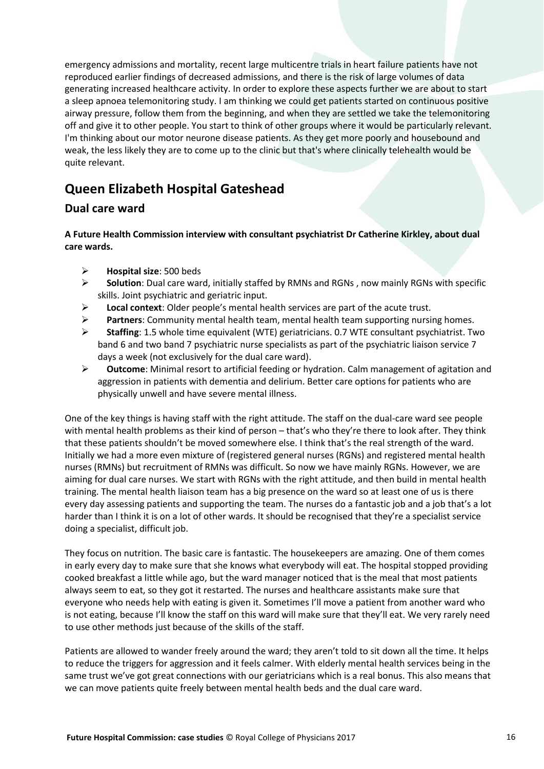emergency admissions and mortality, recent large multicentre trials in heart failure patients have not reproduced earlier findings of decreased admissions, and there is the risk of large volumes of data generating increased healthcare activity. In order to explore these aspects further we are about to start a sleep apnoea telemonitoring study. I am thinking we could get patients started on continuous positive airway pressure, follow them from the beginning, and when they are settled we take the telemonitoring off and give it to other people. You start to think of other groups where it would be particularly relevant. I'm thinking about our motor neurone disease patients. As they get more poorly and housebound and weak, the less likely they are to come up to the clinic but that's where clinically telehealth would be quite relevant.

## Queen Elizabeth Hospital Gateshead

### Dual care ward

**A Future Health Commission interview with consultant psychiatrist Dr Catherine Kirkley, about dual care wards.**

- **Hospital size**: 500 beds
- **Solution**: Dual care ward, initially staffed by RMNs and RGNs , now mainly RGNs with specific skills. Joint psychiatric and geriatric input.
- **Local context**: Older people's mental health services are part of the acute trust.
- **Partners**: Community mental health team, mental health team supporting nursing homes.
- **Staffing**: 1.5 whole time equivalent (WTE) geriatricians. 0.7 WTE consultant psychiatrist. Two band 6 and two band 7 psychiatric nurse specialists as part of the psychiatric liaison service 7 days a week (not exclusively for the dual care ward).
- **Outcome**: Minimal resort to artificial feeding or hydration. Calm management of agitation and aggression in patients with dementia and delirium. Better care options for patients who are physically unwell and have severe mental illness.

One of the key things is having staff with the right attitude. The staff on the dual-care ward see people with mental health problems as their kind of person – that's who they're there to look after. They think that these patients shouldn't be moved somewhere else. I think that's the real strength of the ward. Initially we had a more even mixture of (registered general nurses (RGNs) and registered mental health nurses (RMNs) but recruitment of RMNs was difficult. So now we have mainly RGNs. However, we are aiming for dual care nurses. We start with RGNs with the right attitude, and then build in mental health training. The mental health liaison team has a big presence on the ward so at least one of us is there every day assessing patients and supporting the team. The nurses do a fantastic job and a job that's a lot harder than I think it is on a lot of other wards. It should be recognised that they're a specialist service doing a specialist, difficult job.

They focus on nutrition. The basic care is fantastic. The housekeepers are amazing. One of them comes in early every day to make sure that she knows what everybody will eat. The hospital stopped providing cooked breakfast a little while ago, but the ward manager noticed that is the meal that most patients always seem to eat, so they got it restarted. The nurses and healthcare assistants make sure that everyone who needs help with eating is given it. Sometimes I'll move a patient from another ward who is not eating, because I'll know the staff on this ward will make sure that they'll eat. We very rarely need to use other methods just because of the skills of the staff.

Patients are allowed to wander freely around the ward; they aren't told to sit down all the time. It helps to reduce the triggers for aggression and it feels calmer. With elderly mental health services being in the same trust we've got great connections with our geriatricians which is a real bonus. This also means that we can move patients quite freely between mental health beds and the dual care ward.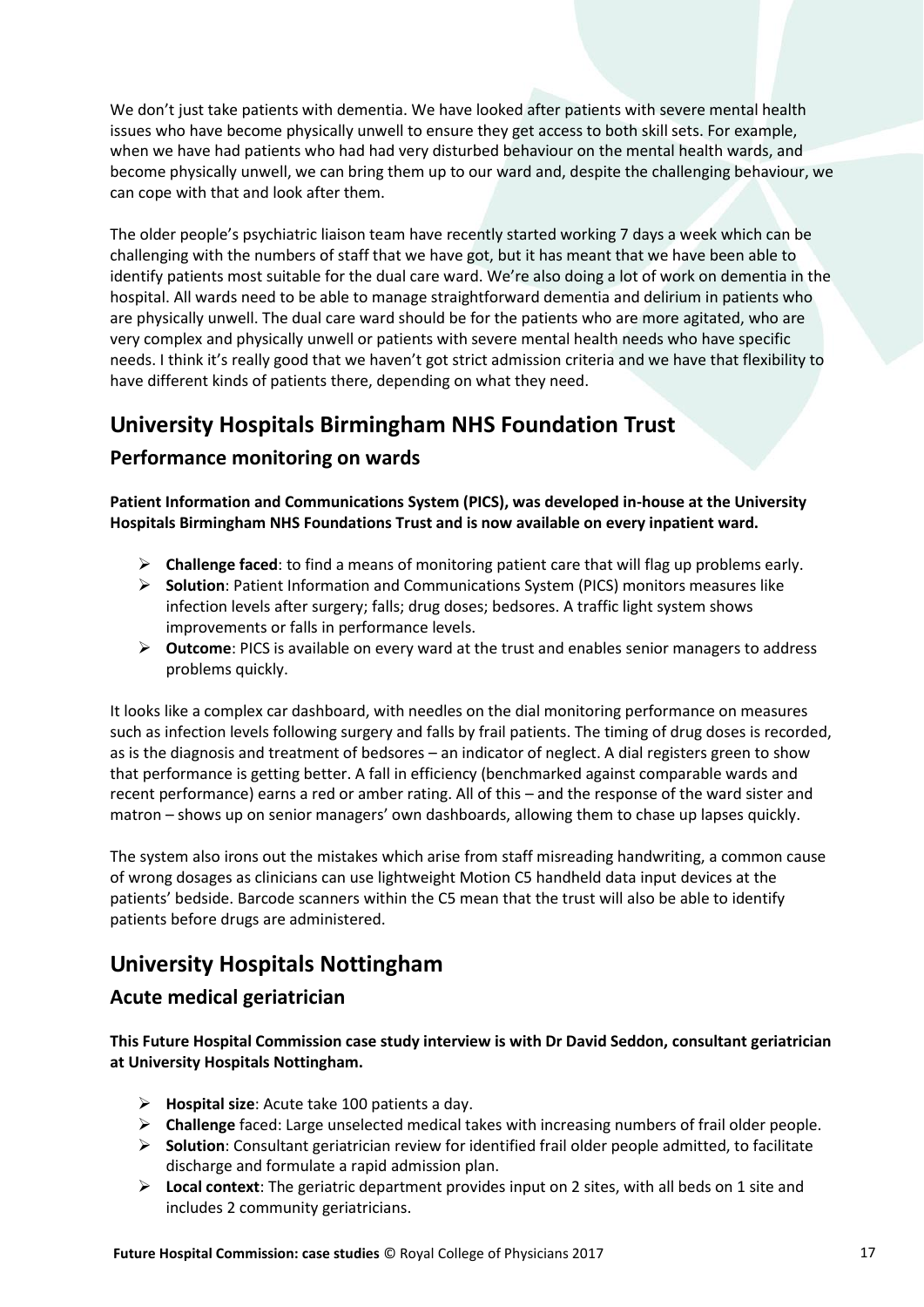We don't just take patients with dementia. We have looked after patients with severe mental health issues who have become physically unwell to ensure they get access to both skill sets. For example, when we have had patients who had had very disturbed behaviour on the mental health wards, and become physically unwell, we can bring them up to our ward and, despite the challenging behaviour, we can cope with that and look after them.

The older people's psychiatric liaison team have recently started working 7 days a week which can be challenging with the numbers of staff that we have got, but it has meant that we have been able to identify patients most suitable for the dual care ward. We're also doing a lot of work on dementia in the hospital. All wards need to be able to manage straightforward dementia and delirium in patients who are physically unwell. The dual care ward should be for the patients who are more agitated, who are very complex and physically unwell or patients with severe mental health needs who have specific needs. I think it's really good that we haven't got strict admission criteria and we have that flexibility to have different kinds of patients there, depending on what they need.

# University Hospitals Birmingham NHS Foundation Trust

## Performance monitoring on wards

**Patient Information and Communications System (PICS), was developed in-house at the University Hospitals Birmingham NHS Foundations Trust and is now available on every inpatient ward.**

- **Challenge faced**: to find a means of monitoring patient care that will flag up problems early.
- **Solution**: Patient Information and Communications System (PICS) monitors measures like infection levels after surgery; falls; drug doses; bedsores. A traffic light system shows improvements or falls in performance levels.
- **Outcome**: PICS is available on every ward at the trust and enables senior managers to address problems quickly.

It looks like a complex car dashboard, with needles on the dial monitoring performance on measures such as infection levels following surgery and falls by frail patients. The timing of drug doses is recorded, as is the diagnosis and treatment of bedsores – an indicator of neglect. A dial registers green to show that performance is getting better. A fall in efficiency (benchmarked against comparable wards and recent performance) earns a red or amber rating. All of this – and the response of the ward sister and matron – shows up on senior managers' own dashboards, allowing them to chase up lapses quickly.

The system also irons out the mistakes which arise from staff misreading handwriting, a common cause of wrong dosages as clinicians can use lightweight Motion C5 handheld data input devices at the patients' bedside. Barcode scanners within the C5 mean that the trust will also be able to identify patients before drugs are administered.

# University Hospitals Nottingham

## Acute medical geriatrician

**This Future Hospital Commission case study interview is with Dr David Seddon, consultant geriatrician at University Hospitals Nottingham.**

- **Hospital size**: Acute take 100 patients a day.
- **Challenge** faced: Large unselected medical takes with increasing numbers of frail older people.
- **Solution**: Consultant geriatrician review for identified frail older people admitted, to facilitate discharge and formulate a rapid admission plan.
- **Local context**: The geriatric department provides input on 2 sites, with all beds on 1 site and includes 2 community geriatricians.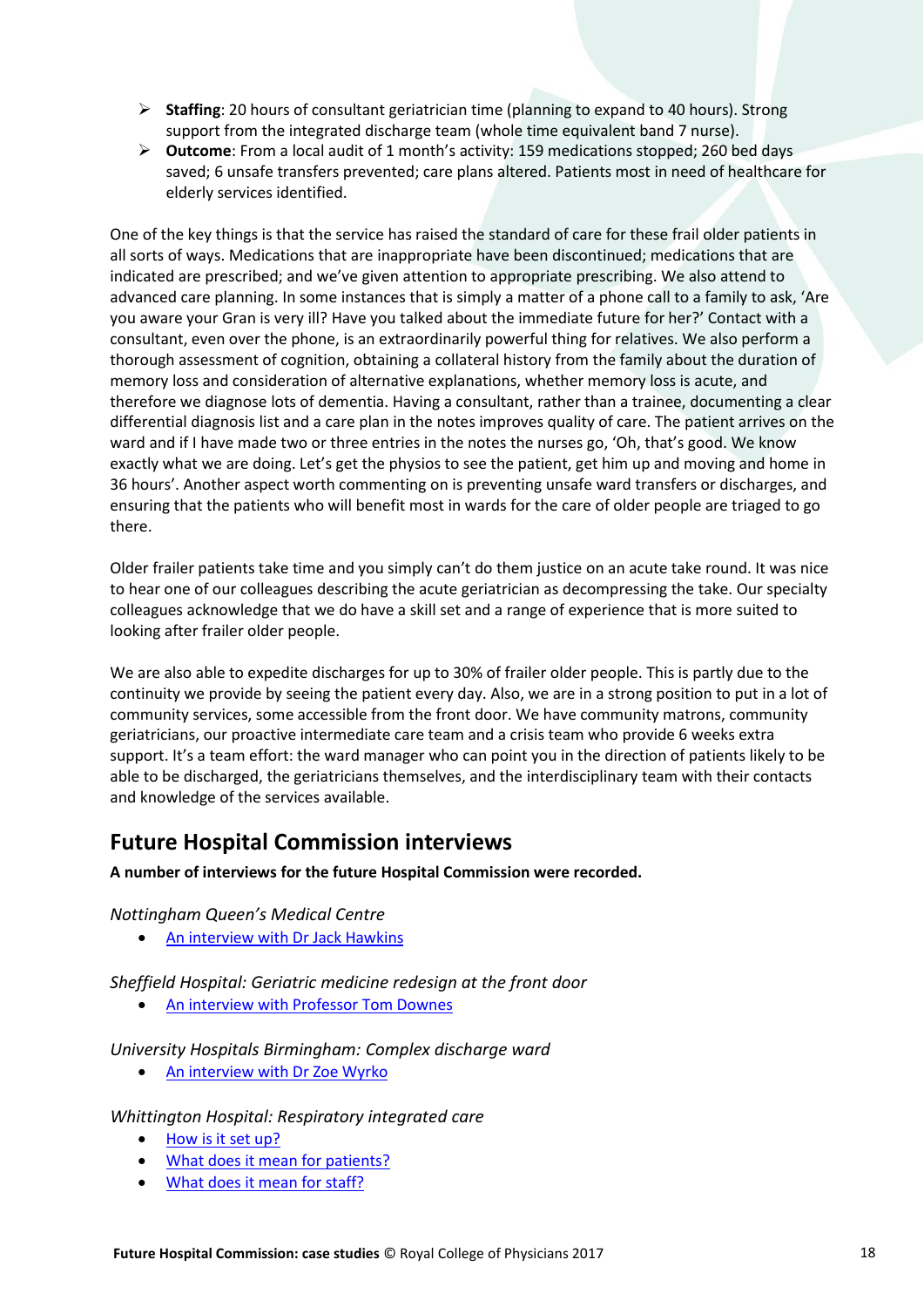- **Staffing**: 20 hours of consultant geriatrician time (planning to expand to 40 hours). Strong support from the integrated discharge team (whole time equivalent band 7 nurse).
- **Outcome**: From a local audit of 1 month's activity: 159 medications stopped; 260 bed days saved; 6 unsafe transfers prevented; care plans altered. Patients most in need of healthcare for elderly services identified.

One of the key things is that the service has raised the standard of care for these frail older patients in all sorts of ways. Medications that are inappropriate have been discontinued; medications that are indicated are prescribed; and we've given attention to appropriate prescribing. We also attend to advanced care planning. In some instances that is simply a matter of a phone call to a family to ask, 'Are you aware your Gran is very ill? Have you talked about the immediate future for her?' Contact with a consultant, even over the phone, is an extraordinarily powerful thing for relatives. We also perform a thorough assessment of cognition, obtaining a collateral history from the family about the duration of memory loss and consideration of alternative explanations, whether memory loss is acute, and therefore we diagnose lots of dementia. Having a consultant, rather than a trainee, documenting a clear differential diagnosis list and a care plan in the notes improves quality of care. The patient arrives on the ward and if I have made two or three entries in the notes the nurses go, 'Oh, that's good. We know exactly what we are doing. Let's get the physios to see the patient, get him up and moving and home in 36 hours'. Another aspect worth commenting on is preventing unsafe ward transfers or discharges, and ensuring that the patients who will benefit most in wards for the care of older people are triaged to go there.

Older frailer patients take time and you simply can't do them justice on an acute take round. It was nice to hear one of our colleagues describing the acute geriatrician as decompressing the take. Our specialty colleagues acknowledge that we do have a skill set and a range of experience that is more suited to looking after frailer older people.

We are also able to expedite discharges for up to 30% of frailer older people. This is partly due to the continuity we provide by seeing the patient every day. Also, we are in a strong position to put in a lot of community services, some accessible from the front door. We have community matrons, community geriatricians, our proactive intermediate care team and a crisis team who provide 6 weeks extra support. It's a team effort: the ward manager who can point you in the direction of patients likely to be able to be discharged, the geriatricians themselves, and the interdisciplinary team with their contacts and knowledge of the services available.

## Future Hospital Commission interviews

**A number of interviews for the future Hospital Commission were recorded.**

*Nottingham Queen's Medical Centre*

- An interview with Dr Jack Hawkins

*Sheffield Hospital: Geriatric medicine redesign at the front door*

- An interview with Professor Tom Downes

*University Hospitals Birmingham: Complex discharge ward*

- An interview with Dr Zoe Wyrko

*Whittington Hospital: Respiratory integrated care*

- How is it set up?
- What does it mean for patients?
- What does it mean for staff?